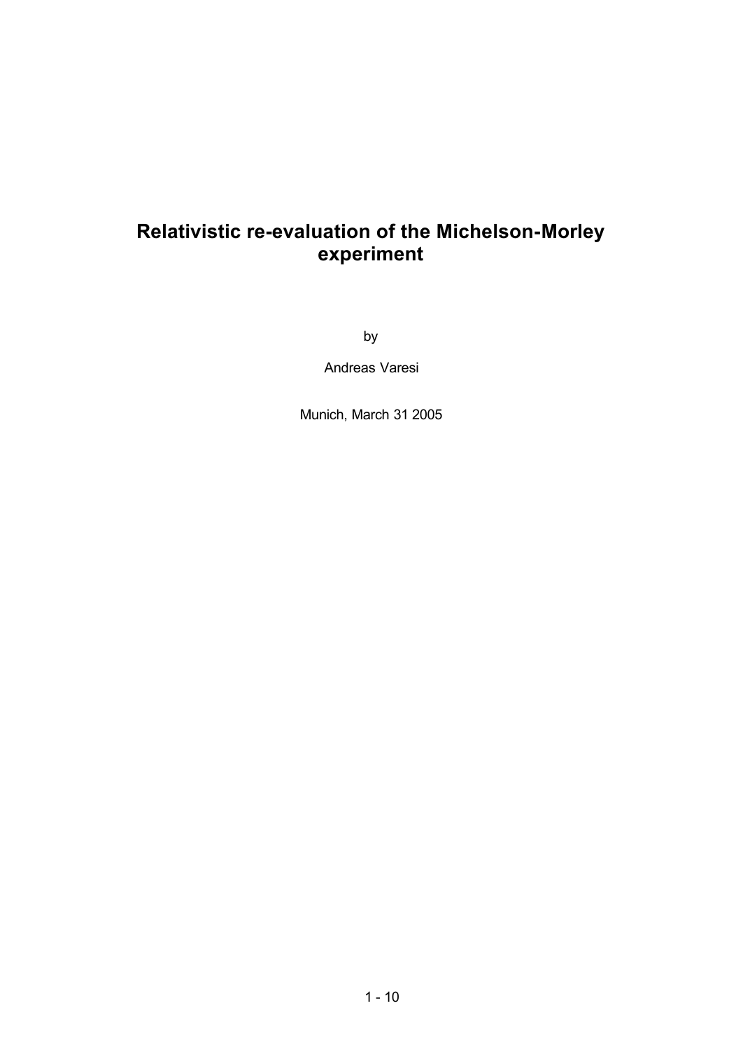# Relativistic re-evaluation of the Michelson-Morley experiment

by

Andreas Varesi

Munich, March 31 2005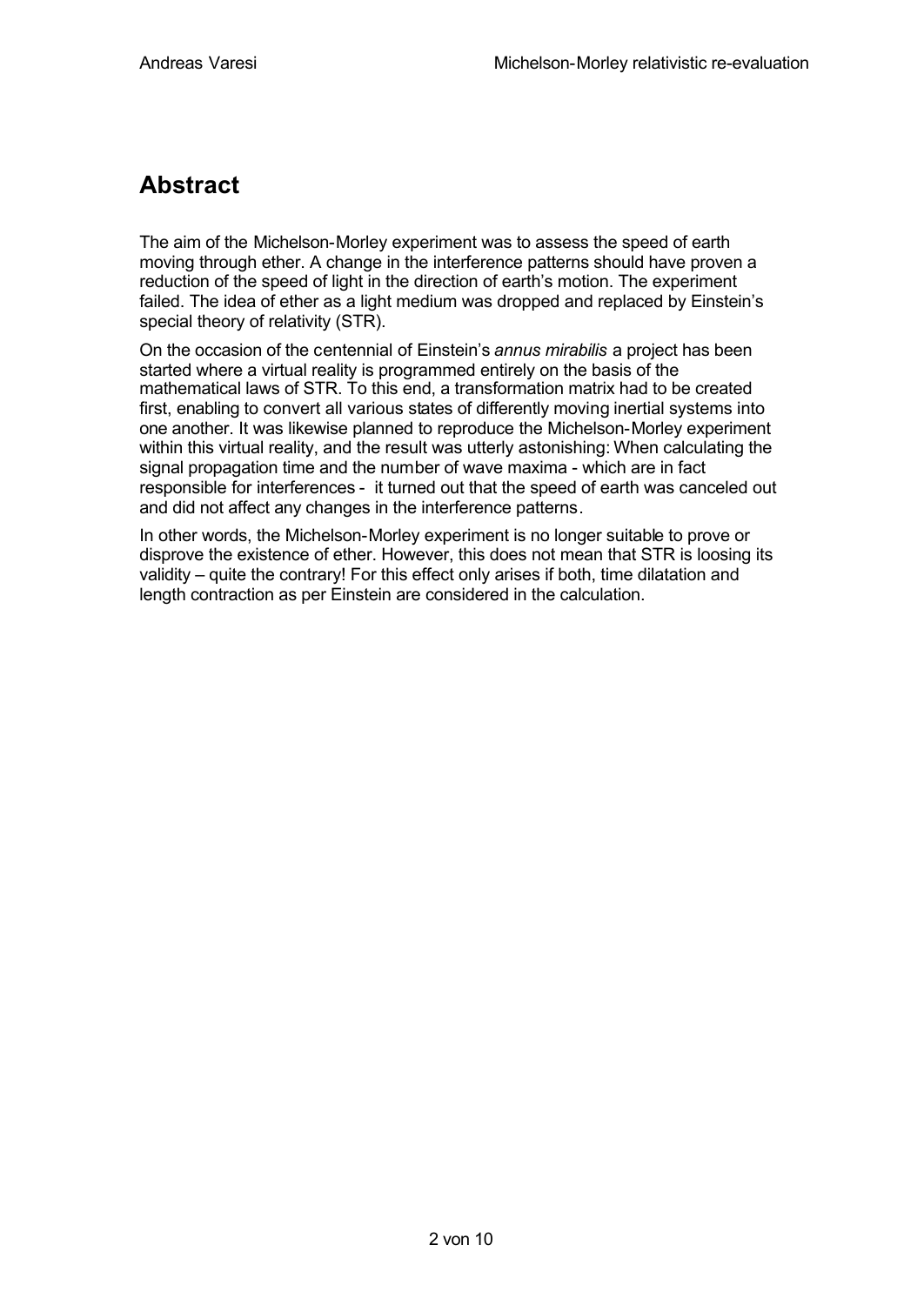## Abstract

The aim of the Michelson-Morley experiment was to assess the speed of earth moving through ether. A change in the interference patterns should have proven a reduction of the speed of light in the direction of earth's motion. The experiment failed. The idea of ether as a light medium was dropped and replaced by Einstein's special theory of relativity (STR).

On the occasion of the centennial of Einstein's *annus mirabilis* a project has been started where a virtual reality is programmed entirely on the basis of the mathematical laws of STR. To this end, a transformation matrix had to be created first, enabling to convert all various states of differently moving inertial systems into one another. It was likewise planned to reproduce the Michelson-Morley experiment within this virtual reality, and the result was utterly astonishing: When calculating the signal propagation time and the number of wave maxima - which are in fact responsible for interferences - it turned out that the speed of earth was canceled out and did not affect any changes in the interference patterns.

In other words, the Michelson-Morley experiment is no longer suitable to prove or disprove the existence of ether. However, this does not mean that STR is loosing its validity – quite the contrary! For this effect only arises if both, time dilatation and length contraction as per Einstein are considered in the calculation.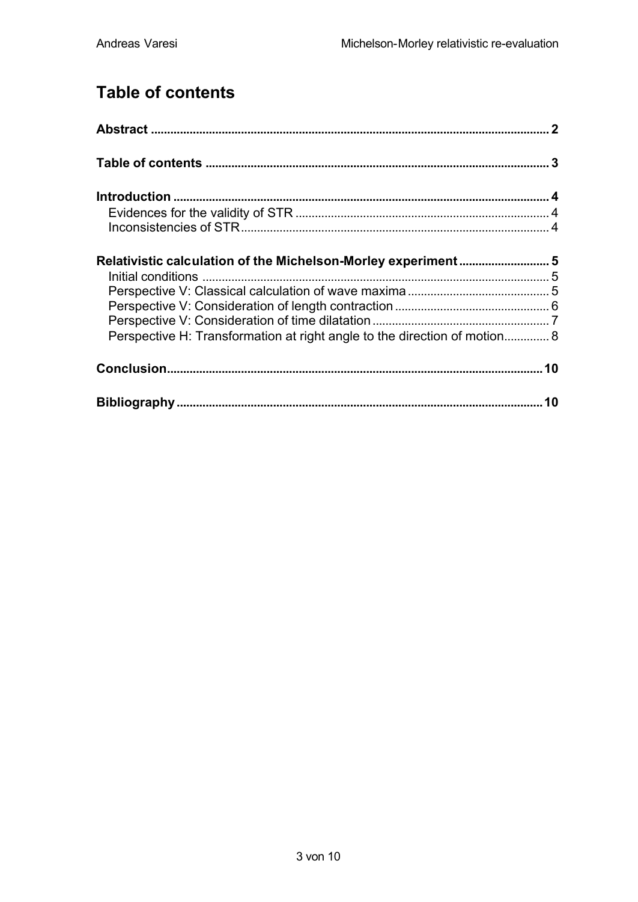## Table of contents

**Abstract** ........ **2**

**Table of contents** ........ **3**

**Introduction** ........ **4**

- Evidences for the validity of STR ........ 4
- Inconsistencies of STR ........ 4

**Relativistic calculation of the Michelson-Morley experiment** ........ **5**

- Initial conditions ........ 5
- Perspective V: Classical calculation of wave maxima ........ 5
- Perspective V: Consideration of length contraction ........ 6
- Perspective V: Consideration of time dilatation ........ 7
- Perspective H: Transformation at right angle to the direction of motion ........ 8

**Conclusion** ........ **10**

**Bibliography** ........ **10**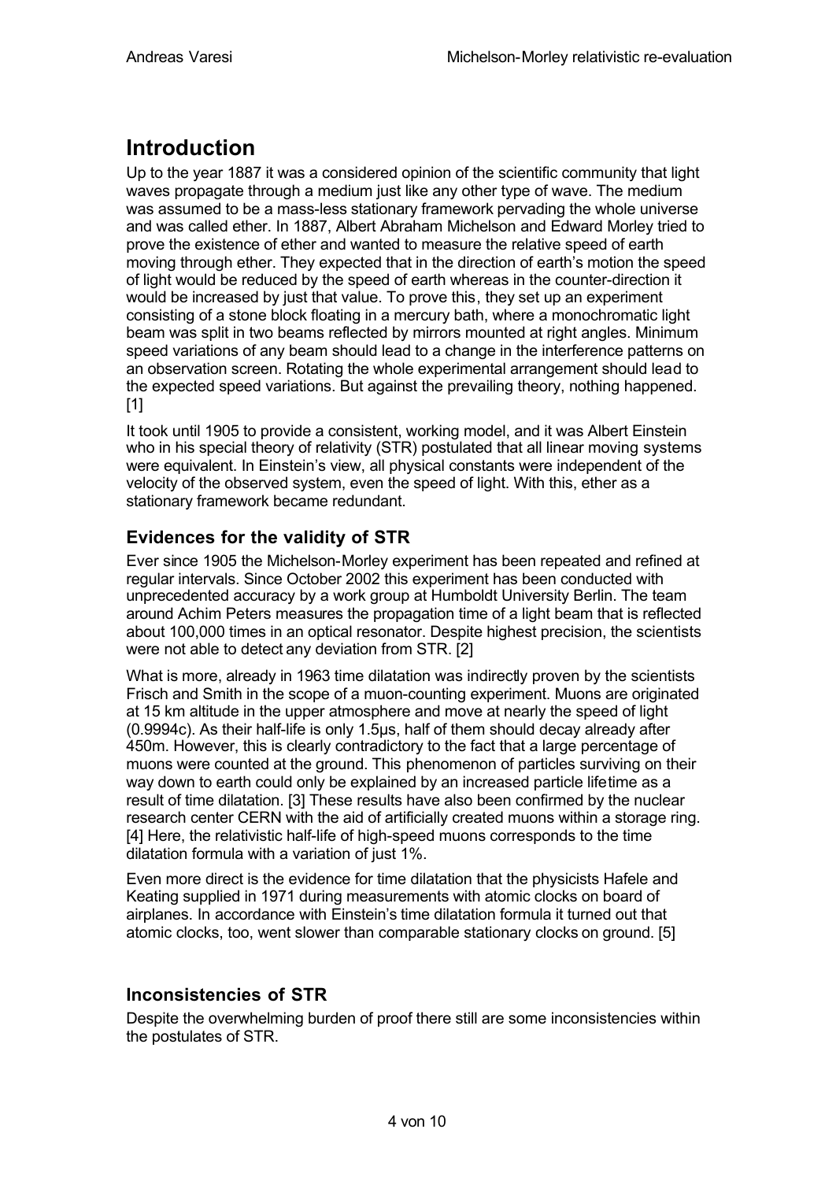# Introduction

Up to the year 1887 it was a considered opinion of the scientific community that light waves propagate through a medium just like any other type of wave. The medium was assumed to be a mass-less stationary framework pervading the whole universe and was called ether. In 1887, Albert Abraham Michelson and Edward Morley tried to prove the existence of ether and wanted to measure the relative speed of earth moving through ether. They expected that in the direction of earth's motion the speed of light would be reduced by the speed of earth whereas in the counter-direction it would be increased by just that value. To prove this, they set up an experiment consisting of a stone block floating in a mercury bath, where a monochromatic light beam was split in two beams reflected by mirrors mounted at right angles. Minimum speed variations of any beam should lead to a change in the interference patterns on an observation screen. Rotating the whole experimental arrangement should lead to the expected speed variations. But against the prevailing theory, nothing happened. [1]

It took until 1905 to provide a consistent, working model, and it was Albert Einstein who in his special theory of relativity (STR) postulated that all linear moving systems were equivalent. In Einstein's view, all physical constants were independent of the velocity of the observed system, even the speed of light. With this, ether as a stationary framework became redundant.

## Evidences for the validity of STR

Ever since 1905 the Michelson-Morley experiment has been repeated and refined at regular intervals. Since October 2002 this experiment has been conducted with unprecedented accuracy by a work group at Humboldt University Berlin. The team around Achim Peters measures the propagation time of a light beam that is reflected about 100,000 times in an optical resonator. Despite highest precision, the scientists were not able to detect any deviation from STR. [2]

What is more, already in 1963 time dilatation was indirectly proven by the scientists Frisch and Smith in the scope of a muon-counting experiment. Muons are originated at 15 km altitude in the upper atmosphere and move at nearly the speed of light (0.9994c). As their half-life is only 1.5µs, half of them should decay already after 450m. However, this is clearly contradictory to the fact that a large percentage of muons were counted at the ground. This phenomenon of particles surviving on their way down to earth could only be explained by an increased particle lifetime as a result of time dilatation. [3] These results have also been confirmed by the nuclear research center CERN with the aid of artificially created muons within a storage ring. [4] Here, the relativistic half-life of high-speed muons corresponds to the time dilatation formula with a variation of just 1%.

Even more direct is the evidence for time dilatation that the physicists Hafele and Keating supplied in 1971 during measurements with atomic clocks on board of airplanes. In accordance with Einstein's time dilatation formula it turned out that atomic clocks, too, went slower than comparable stationary clocks on ground. [5]

## Inconsistencies of STR

Despite the overwhelming burden of proof there still are some inconsistencies within the postulates of STR.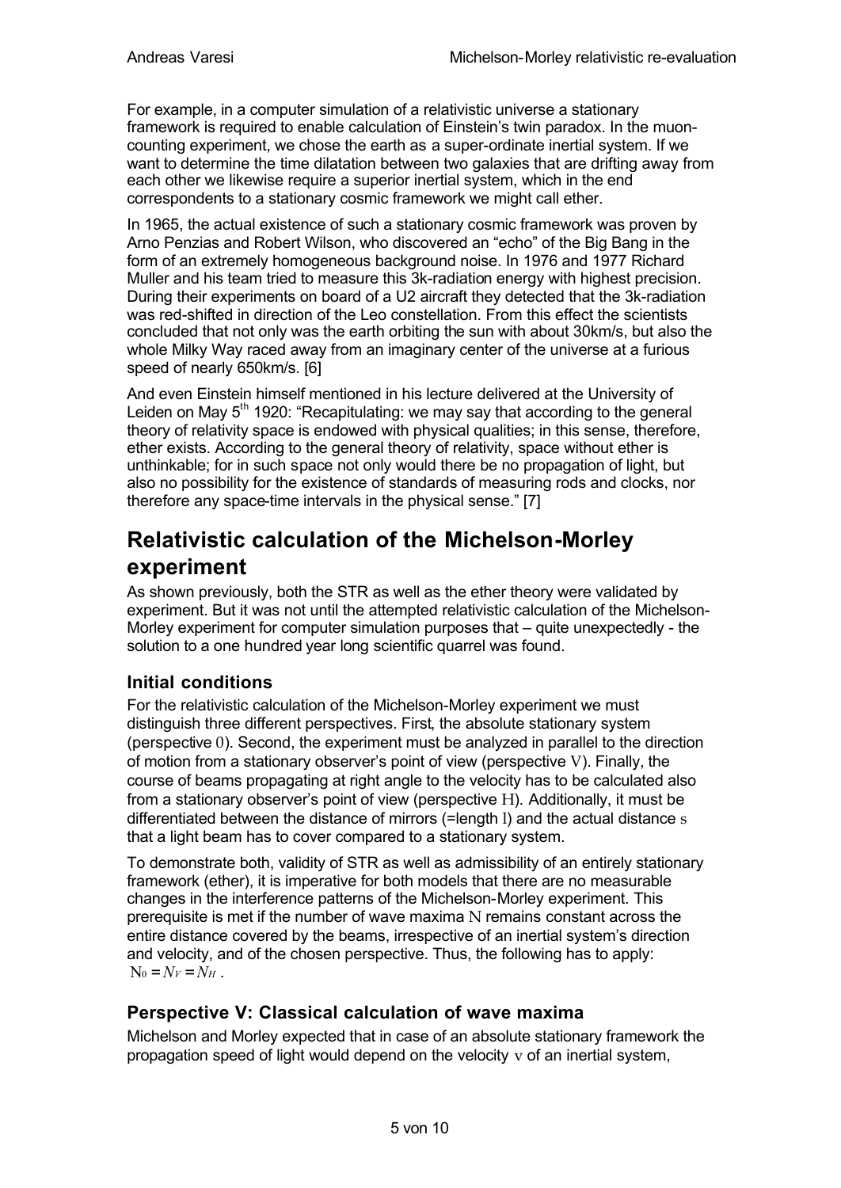For example, in a computer simulation of a relativistic universe a stationary framework is required to enable calculation of Einstein's twin paradox. In the muon-counting experiment, we chose the earth as a super-ordinate inertial system. If we want to determine the time dilatation between two galaxies that are drifting away from each other we likewise require a superior inertial system, which in the end correspondents to a stationary cosmic framework we might call ether.

In 1965, the actual existence of such a stationary cosmic framework was proven by Arno Penzias and Robert Wilson, who discovered an "echo" of the Big Bang in the form of an extremely homogeneous background noise. In 1976 and 1977 Richard Muller and his team tried to measure this 3k-radiation energy with highest precision. During their experiments on board of a U2 aircraft they detected that the 3k-radiation was red-shifted in direction of the Leo constellation. From this effect the scientists concluded that not only was the earth orbiting the sun with about 30km/s, but also the whole Milky Way raced away from an imaginary center of the universe at a furious speed of nearly 650km/s. [6]

And even Einstein himself mentioned in his lecture delivered at the University of Leiden on May 5th 1920: "Recapitulating: we may say that according to the general theory of relativity space is endowed with physical qualities; in this sense, therefore, ether exists. According to the general theory of relativity, space without ether is unthinkable; for in such space not only would there be no propagation of light, but also no possibility for the existence of standards of measuring rods and clocks, nor therefore any space-time intervals in the physical sense." [7]

# Relativistic calculation of the Michelson-Morley experiment

As shown previously, both the STR as well as the ether theory were validated by experiment. But it was not until the attempted relativistic calculation of the Michelson-Morley experiment for computer simulation purposes that – quite unexpectedly - the solution to a one hundred year long scientific quarrel was found.

## Initial conditions

For the relativistic calculation of the Michelson-Morley experiment we must distinguish three different perspectives. First, the absolute stationary system (perspective $0$). Second, the experiment must be analyzed in parallel to the direction of motion from a stationary observer's point of view (perspective $V$). Finally, the course of beams propagating at right angle to the velocity has to be calculated also from a stationary observer's point of view (perspective $H$). Additionally, it must be differentiated between the distance of mirrors (=length $l$) and the actual distance $s$ that a light beam has to cover compared to a stationary system.

To demonstrate both, validity of STR as well as admissibility of an entirely stationary framework (ether), it is imperative for both models that there are no measurable changes in the interference patterns of the Michelson-Morley experiment. This prerequisite is met if the number of wave maxima $N$ remains constant across the entire distance covered by the beams, irrespective of an inertial system's direction and velocity, and of the chosen perspective. Thus, the following has to apply: $N_0 = N_V = N_H$ .

## Perspective V: Classical calculation of wave maxima

Michelson and Morley expected that in case of an absolute stationary framework the propagation speed of light would depend on the velocity $v$ of an inertial system,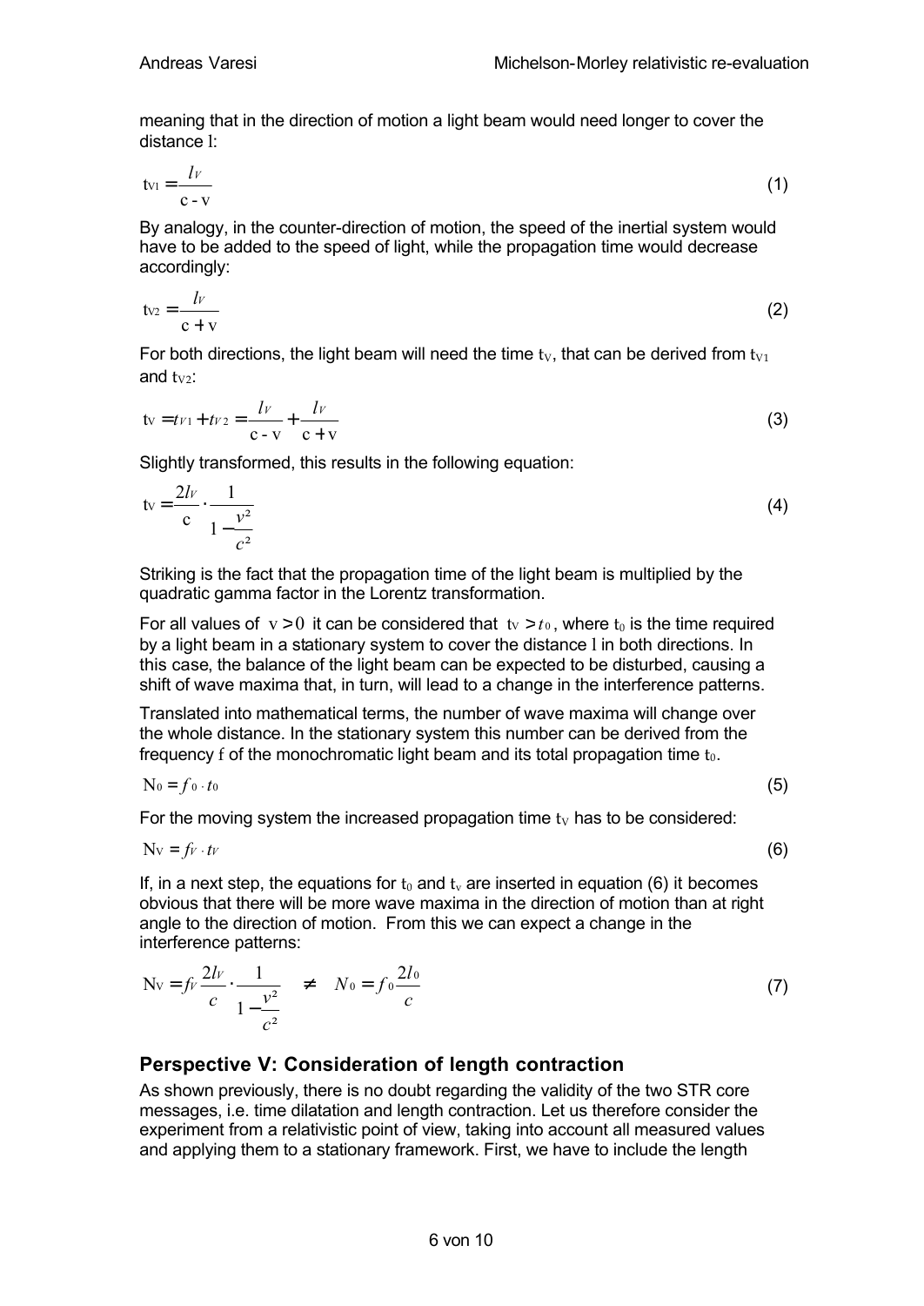meaning that in the direction of motion a light beam would need longer to cover the distance $l$:

$$t_{V1} = \frac{l_V}{c - v} \tag{1}$$

By analogy, in the counter-direction of motion, the speed of the inertial system would have to be added to the speed of light, while the propagation time would decrease accordingly:

$$t_{V2} = \frac{l_V}{c + v} \tag{2}$$

For both directions, the light beam will need the time $t_V$, that can be derived from $t_{V1}$ and $t_{V2}$:

$$t_V = t_{V1} + t_{V2} = \frac{l_V}{c - v} + \frac{l_V}{c + v} \tag{3}$$

Slightly transformed, this results in the following equation:

$$t_V = \frac{2l_V}{c} \cdot \frac{1}{1 - \frac{v^2}{c^2}} \tag{4}$$

Striking is the fact that the propagation time of the light beam is multiplied by the quadratic gamma factor in the Lorentz transformation.

For all values of $v > 0$ it can be considered that $t_V > t_0$, where $t_0$ is the time required by a light beam in a stationary system to cover the distance $l$ in both directions. In this case, the balance of the light beam can be expected to be disturbed, causing a shift of wave maxima that, in turn, will lead to a change in the interference patterns.

Translated into mathematical terms, the number of wave maxima will change over the whole distance. In the stationary system this number can be derived from the frequency $f$ of the monochromatic light beam and its total propagation time $t_0$.

$$N_0 = f_0 \cdot t_0 \tag{5}$$

For the moving system the increased propagation time $t_V$ has to be considered:

$$N_V = f_V \cdot t_V \tag{6}$$

If, in a next step, the equations for $t_0$ and $t_v$ are inserted in equation (6) it becomes obvious that there will be more wave maxima in the direction of motion than at right angle to the direction of motion. From this we can expect a change in the interference patterns:

$$N_V = f_V \frac{2l_V}{c} \cdot \frac{1}{1 - \frac{v^2}{c^2}} \neq N_0 = f_0 \frac{2l_0}{c} \tag{7}$$

## Perspective V: Consideration of length contraction

As shown previously, there is no doubt regarding the validity of the two STR core messages, i.e. time dilatation and length contraction. Let us therefore consider the experiment from a relativistic point of view, taking into account all measured values and applying them to a stationary framework. First, we have to include the length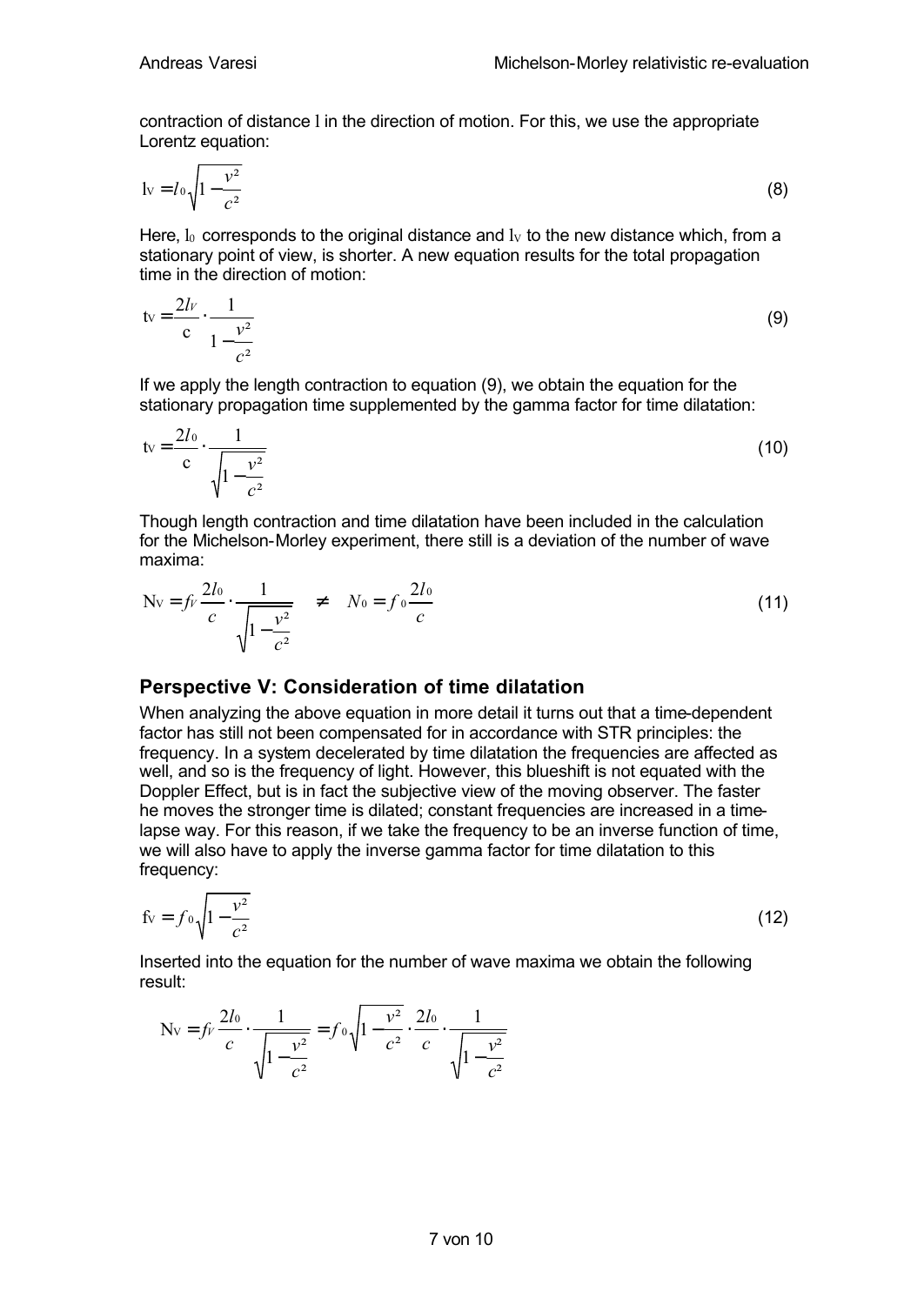contraction of distance $l$ in the direction of motion. For this, we use the appropriate Lorentz equation:

$$l_V = l_0\sqrt{1-\frac{v^2}{c^2}} \tag{8}$$

Here, $l_0$ corresponds to the original distance and $l_V$ to the new distance which, from a stationary point of view, is shorter. A new equation results for the total propagation time in the direction of motion:

$$t_V = \frac{2l_V}{c}\cdot\frac{1}{1-\frac{v^2}{c^2}} \tag{9}$$

If we apply the length contraction to equation (9), we obtain the equation for the stationary propagation time supplemented by the gamma factor for time dilatation:

$$t_V = \frac{2l_0}{c}\cdot\frac{1}{\sqrt{1-\frac{v^2}{c^2}}} \tag{10}$$

Though length contraction and time dilatation have been included in the calculation for the Michelson-Morley experiment, there still is a deviation of the number of wave maxima:

$$N_V = f_V\frac{2l_0}{c}\cdot\frac{1}{\sqrt{1-\frac{v^2}{c^2}}} \quad \neq \quad N_0 = f_0\frac{2l_0}{c} \tag{11}$$

## Perspective V: Consideration of time dilatation

When analyzing the above equation in more detail it turns out that a time-dependent factor has still not been compensated for in accordance with STR principles: the frequency. In a system decelerated by time dilatation the frequencies are affected as well, and so is the frequency of light. However, this blueshift is not equated with the Doppler Effect, but is in fact the subjective view of the moving observer. The faster he moves the stronger time is dilated; constant frequencies are increased in a time-lapse way. For this reason, if we take the frequency to be an inverse function of time, we will also have to apply the inverse gamma factor for time dilatation to this frequency:

$$f_V = f_0\sqrt{1-\frac{v^2}{c^2}} \tag{12}$$

Inserted into the equation for the number of wave maxima we obtain the following result:

$$N_V = f_V\frac{2l_0}{c}\cdot\frac{1}{\sqrt{1-\frac{v^2}{c^2}}} = f_0\sqrt{1-\frac{v^2}{c^2}}\cdot\frac{2l_0}{c}\cdot\frac{1}{\sqrt{1-\frac{v^2}{c^2}}}$$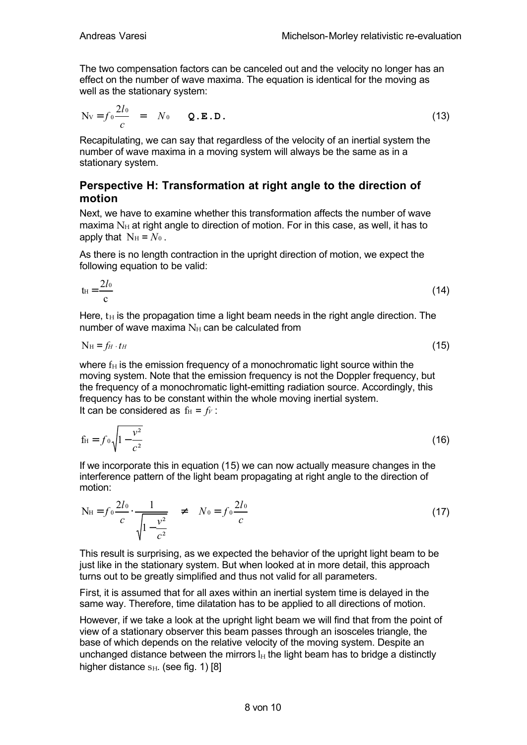The two compensation factors can be canceled out and the velocity no longer has an effect on the number of wave maxima. The equation is identical for the moving as well as the stationary system:

$$N_V = f_0 \frac{2l_0}{c} \quad = \quad N_0 \qquad \textbf{Q.E.D.} \tag{13}$$

Recapitulating, we can say that regardless of the velocity of an inertial system the number of wave maxima in a moving system will always be the same as in a stationary system.

## Perspective H: Transformation at right angle to the direction of motion

Next, we have to examine whether this transformation affects the number of wave maxima $N_H$ at right angle to direction of motion. For in this case, as well, it has to apply that $N_H = N_0$.

As there is no length contraction in the upright direction of motion, we expect the following equation to be valid:

$$t_H = \frac{2l_0}{c} \tag{14}$$

Here, $t_H$ is the propagation time a light beam needs in the right angle direction. The number of wave maxima $N_H$ can be calculated from

$$N_H = f_H \cdot t_H \tag{15}$$

where $f_H$ is the emission frequency of a monochromatic light source within the moving system. Note that the emission frequency is not the Doppler frequency, but the frequency of a monochromatic light-emitting radiation source. Accordingly, this frequency has to be constant within the whole moving inertial system.
It can be considered as $f_H = f_V$:

$$f_H = f_0 \sqrt{1 - \frac{v^2}{c^2}} \tag{16}$$

If we incorporate this in equation (15) we can now actually measure changes in the interference pattern of the light beam propagating at right angle to the direction of motion:

$$N_H = f_0 \frac{2l_0}{c} \cdot \frac{1}{\sqrt{1 - \frac{v^2}{c^2}}} \quad \neq \quad N_0 = f_0 \frac{2l_0}{c} \tag{17}$$

This result is surprising, as we expected the behavior of the upright light beam to be just like in the stationary system. But when looked at in more detail, this approach turns out to be greatly simplified and thus not valid for all parameters.

First, it is assumed that for all axes within an inertial system time is delayed in the same way. Therefore, time dilatation has to be applied to all directions of motion.

However, if we take a look at the upright light beam we will find that from the point of view of a stationary observer this beam passes through an isosceles triangle, the base of which depends on the relative velocity of the moving system. Despite an unchanged distance between the mirrors $l_H$ the light beam has to bridge a distinctly higher distance $s_H$. (see fig. 1) [8]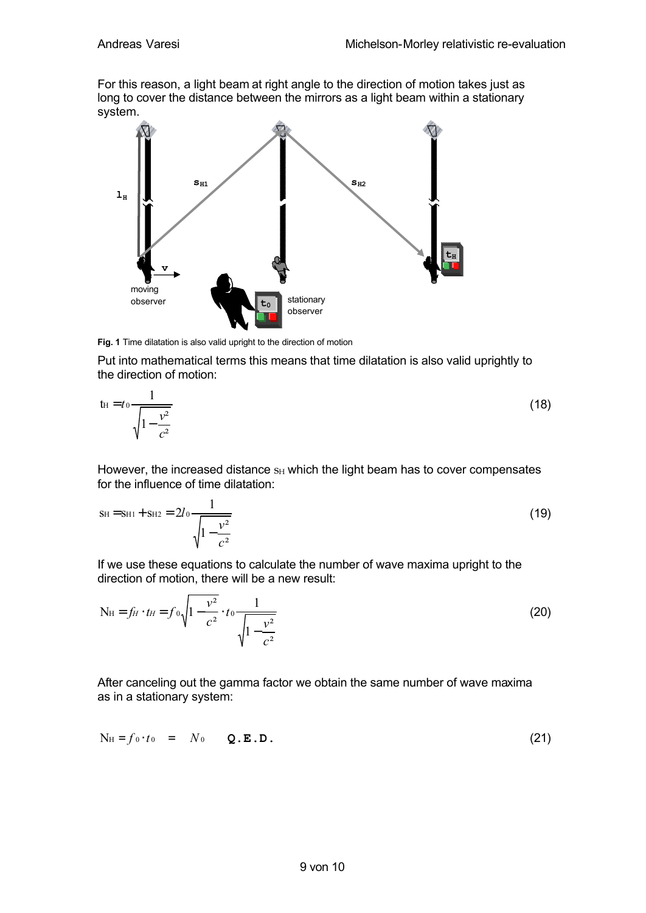For this reason, a light beam at right angle to the direction of motion takes just as long to cover the distance between the mirrors as a light beam within a stationary system.

**Fig. 1** Time dilatation is also valid upright to the direction of motion

Put into mathematical terms this means that time dilatation is also valid uprightly to the direction of motion:

$$t_H = t_0 \frac{1}{\sqrt{1-\frac{v^2}{c^2}}} \tag{18}$$

However, the increased distance $s_H$ which the light beam has to cover compensates for the influence of time dilatation:

$$s_H = s_{H1} + s_{H2} = 2l_0 \frac{1}{\sqrt{1-\frac{v^2}{c^2}}} \tag{19}$$

If we use these equations to calculate the number of wave maxima upright to the direction of motion, there will be a new result:

$$N_H = f_H \cdot t_H = f_0 \sqrt{1-\frac{v^2}{c^2}} \cdot t_0 \frac{1}{\sqrt{1-\frac{v^2}{c^2}}} \tag{20}$$

After canceling out the gamma factor we obtain the same number of wave maxima as in a stationary system:

$$N_H = f_0 \cdot t_0 = N_0 \quad \textbf{Q.E.D.} \tag{21}$$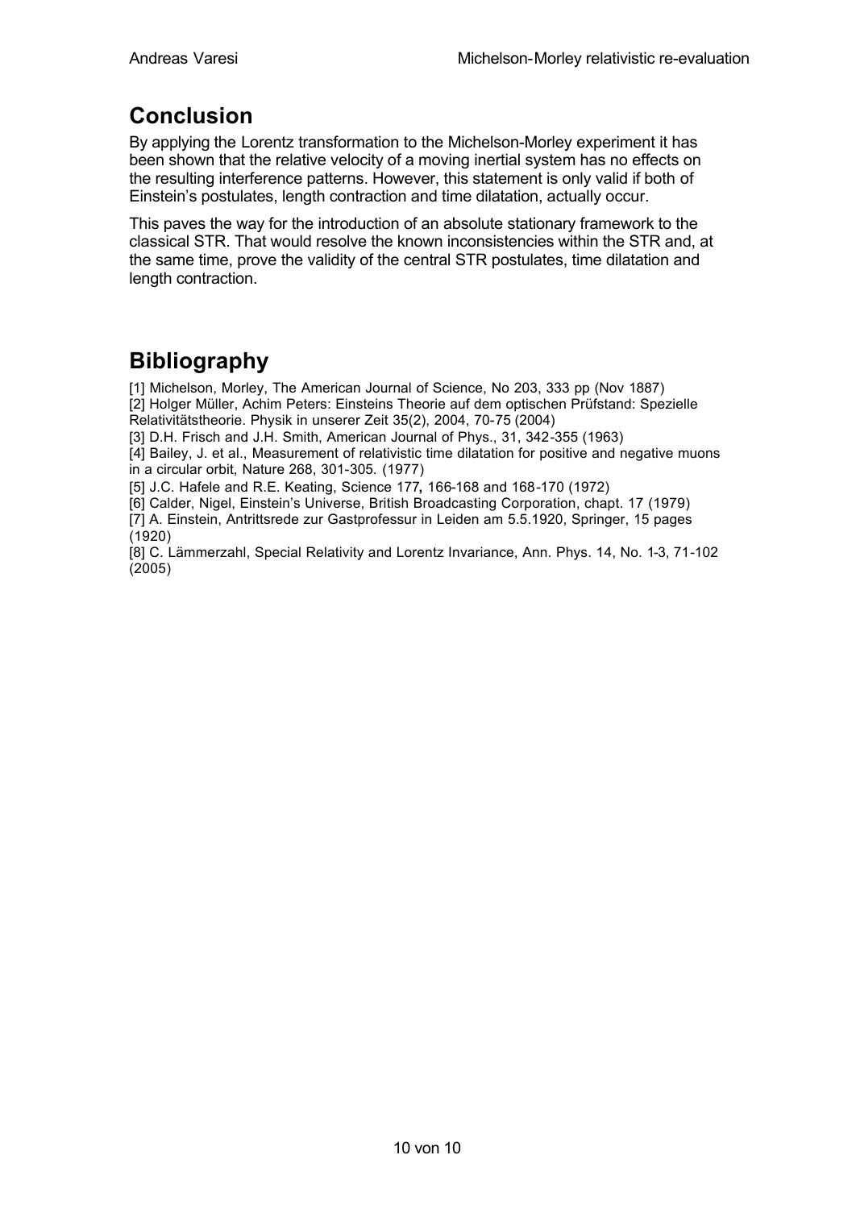## Conclusion

By applying the Lorentz transformation to the Michelson-Morley experiment it has been shown that the relative velocity of a moving inertial system has no effects on the resulting interference patterns. However, this statement is only valid if both of Einstein's postulates, length contraction and time dilatation, actually occur.

This paves the way for the introduction of an absolute stationary framework to the classical STR. That would resolve the known inconsistencies within the STR and, at the same time, prove the validity of the central STR postulates, time dilatation and length contraction.

## Bibliography

[1] Michelson, Morley, The American Journal of Science, No 203, 333 pp (Nov 1887)
[2] Holger Müller, Achim Peters: Einsteins Theorie auf dem optischen Prüfstand: Spezielle Relativitätstheorie. Physik in unserer Zeit 35(2), 2004, 70-75 (2004)
[3] D.H. Frisch and J.H. Smith, American Journal of Phys., 31, 342-355 (1963)
[4] Bailey, J. et al., Measurement of relativistic time dilatation for positive and negative muons in a circular orbit, Nature 268, 301-305. (1977)
[5] J.C. Hafele and R.E. Keating, Science 177**,** 166-168 and 168-170 (1972)
[6] Calder, Nigel, Einstein's Universe, British Broadcasting Corporation, chapt. 17 (1979)
[7] A. Einstein, Antrittsrede zur Gastprofessur in Leiden am 5.5.1920, Springer, 15 pages (1920)
[8] C. Lämmerzahl, Special Relativity and Lorentz Invariance, Ann. Phys. 14, No. 1-3, 71-102 (2005)